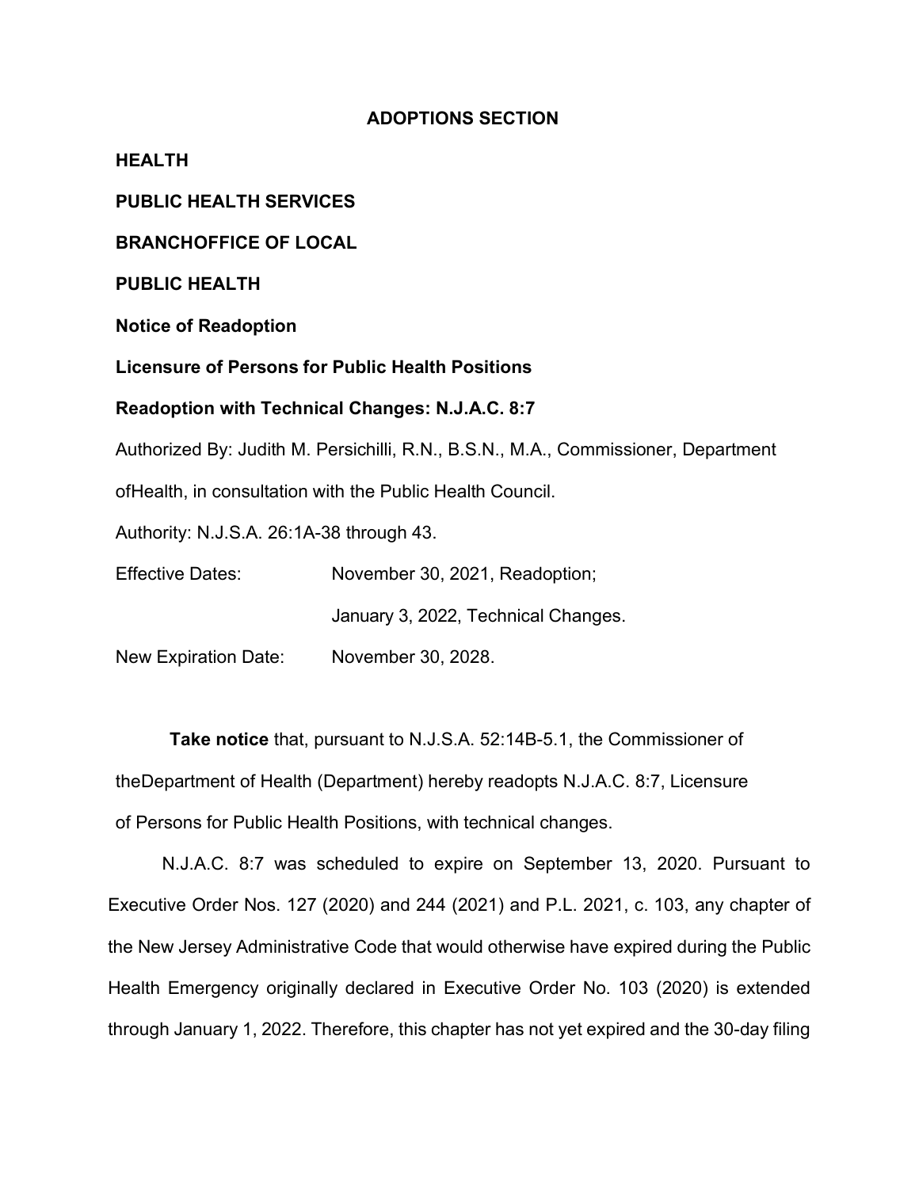**ADOPTIONS SECTION**

**HEALTH**

**PUBLIC HEALTH SERVICES**

**BRANCHOFFICE OF LOCAL**

**PUBLIC HEALTH**

**Notice of Readoption**

**Licensure of Persons for Public Health Positions**

**Readoption with Technical Changes: N.J.A.C. 8:7**

Authorized By: Judith M. Persichilli, R.N., B.S.N., M.A., Commissioner, Department ofHealth, in consultation with the Public Health Council.

Authority: N.J.S.A. 26:1A-38 through 43.

Effective Dates: November 30, 2021, Readoption;

January 3, 2022, Technical Changes.

New Expiration Date: November 30, 2028.

**Take notice** that, pursuant to N.J.S.A. 52:14B-5.1, the Commissioner of theDepartment of Health (Department) hereby readopts N.J.A.C. 8:7, Licensure of Persons for Public Health Positions, with technical changes.

N.J.A.C. 8:7 was scheduled to expire on September 13, 2020. Pursuant to Executive Order Nos. 127 (2020) and 244 (2021) and P.L. 2021, c. 103, any chapter of the New Jersey Administrative Code that would otherwise have expired during the Public Health Emergency originally declared in Executive Order No. 103 (2020) is extended through January 1, 2022. Therefore, this chapter has not yet expired and the 30-day filing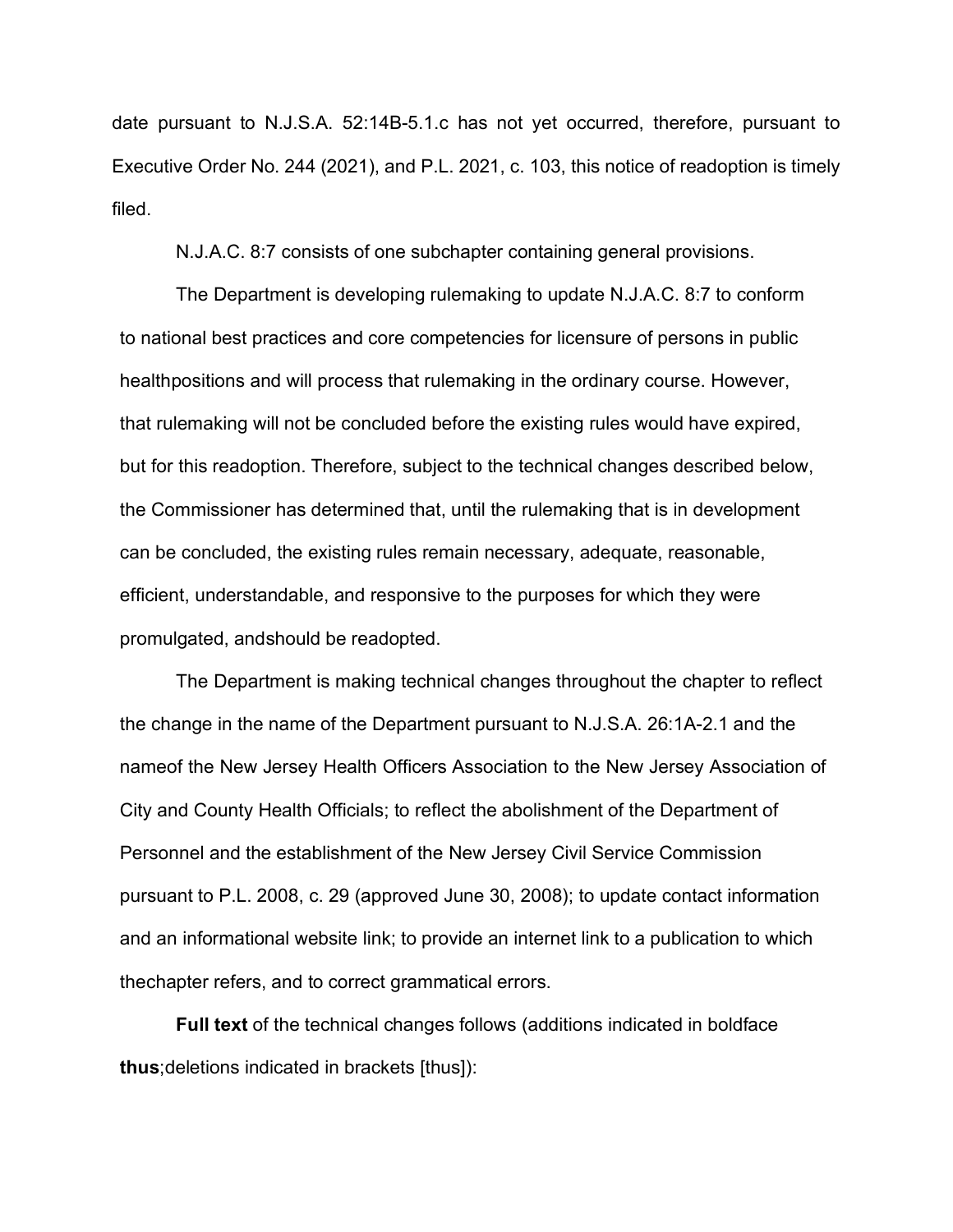date pursuant to N.J.S.A. 52:14B-5.1.c has not yet occurred, therefore, pursuant to Executive Order No. 244 (2021), and P.L. 2021, c. 103, this notice of readoption is timely filed.

N.J.A.C. 8:7 consists of one subchapter containing general provisions.

The Department is developing rulemaking to update N.J.A.C. 8:7 to conform to national best practices and core competencies for licensure of persons in public healthpositions and will process that rulemaking in the ordinary course. However, that rulemaking will not be concluded before the existing rules would have expired, but for this readoption. Therefore, subject to the technical changes described below, the Commissioner has determined that, until the rulemaking that is in development can be concluded, the existing rules remain necessary, adequate, reasonable, efficient, understandable, and responsive to the purposes for which they were promulgated, andshould be readopted.

The Department is making technical changes throughout the chapter to reflect the change in the name of the Department pursuant to N.J.S.A. 26:1A-2.1 and the nameof the New Jersey Health Officers Association to the New Jersey Association of City and County Health Officials; to reflect the abolishment of the Department of Personnel and the establishment of the New Jersey Civil Service Commission pursuant to P.L. 2008, c. 29 (approved June 30, 2008); to update contact information and an informational website link; to provide an internet link to a publication to which thechapter refers, and to correct grammatical errors.

**Full text** of the technical changes follows (additions indicated in boldface **thus**;deletions indicated in brackets [thus]):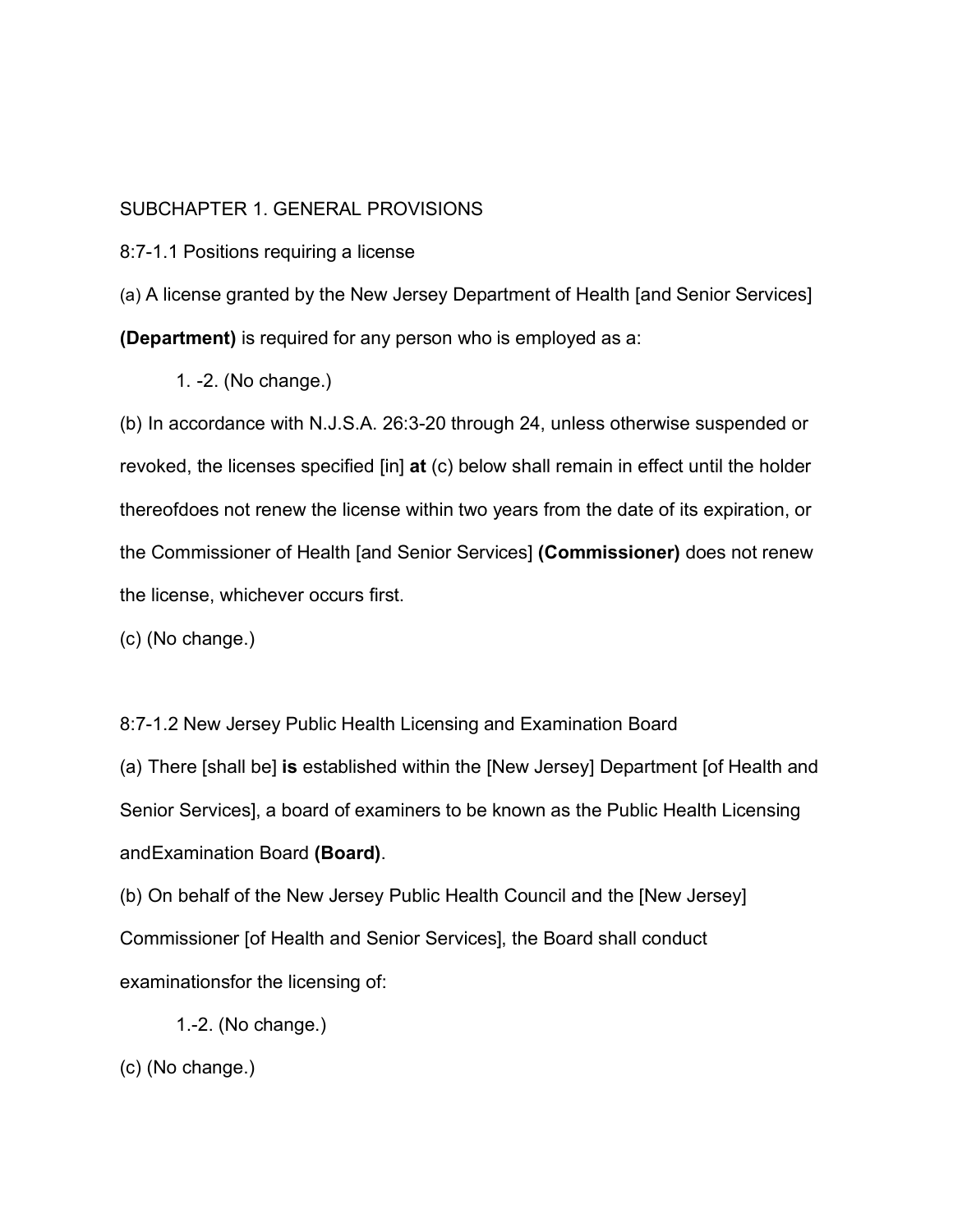SUBCHAPTER 1. GENERAL PROVISIONS

8:7-1.1 Positions requiring a license

(a) A license granted by the New Jersey Department of Health [and Senior Services] **(Department)** is required for any person who is employed as a:

1. -2. (No change.)

(b) In accordance with N.J.S.A. 26:3-20 through 24, unless otherwise suspended or revoked, the licenses specified [in] **at** (c) below shall remain in effect until the holder thereofdoes not renew the license within two years from the date of its expiration, or the Commissioner of Health [and Senior Services] **(Commissioner)** does not renew the license, whichever occurs first.

(c) (No change.)

8:7-1.2 New Jersey Public Health Licensing and Examination Board

(a) There [shall be] **is** established within the [New Jersey] Department [of Health and Senior Services], a board of examiners to be known as the Public Health Licensing andExamination Board **(Board)**.

(b) On behalf of the New Jersey Public Health Council and the [New Jersey] Commissioner [of Health and Senior Services], the Board shall conduct examinationsfor the licensing of:

1.-2. (No change.)

(c) (No change.)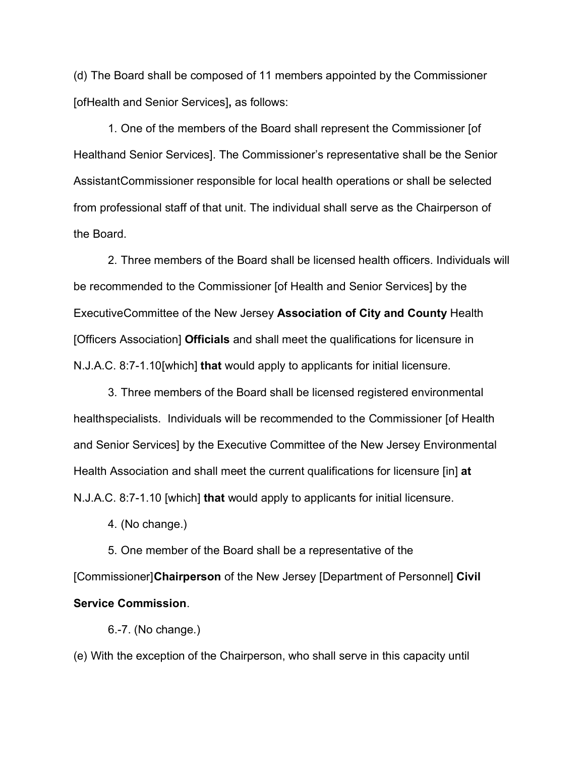(d) The Board shall be composed of 11 members appointed by the Commissioner [ofHealth and Senior Services]**,** as follows:

1. One of the members of the Board shall represent the Commissioner [of Healthand Senior Services]. The Commissioner's representative shall be the Senior AssistantCommissioner responsible for local health operations or shall be selected from professional staff of that unit. The individual shall serve as the Chairperson of the Board.

2. Three members of the Board shall be licensed health officers. Individuals will be recommended to the Commissioner [of Health and Senior Services] by the ExecutiveCommittee of the New Jersey **Association of City and County** Health [Officers Association] **Officials** and shall meet the qualifications for licensure in N.J.A.C. 8:7-1.10[which] **that** would apply to applicants for initial licensure.

3. Three members of the Board shall be licensed registered environmental healthspecialists. Individuals will be recommended to the Commissioner [of Health and Senior Services] by the Executive Committee of the New Jersey Environmental Health Association and shall meet the current qualifications for licensure [in] **at** N.J.A.C. 8:7-1.10 [which] **that** would apply to applicants for initial licensure.

4. (No change.)

5. One member of the Board shall be a representative of the [Commissioner]**Chairperson** of the New Jersey [Department of Personnel] **Civil Service Commission**.

6.-7. (No change.)

(e) With the exception of the Chairperson, who shall serve in this capacity until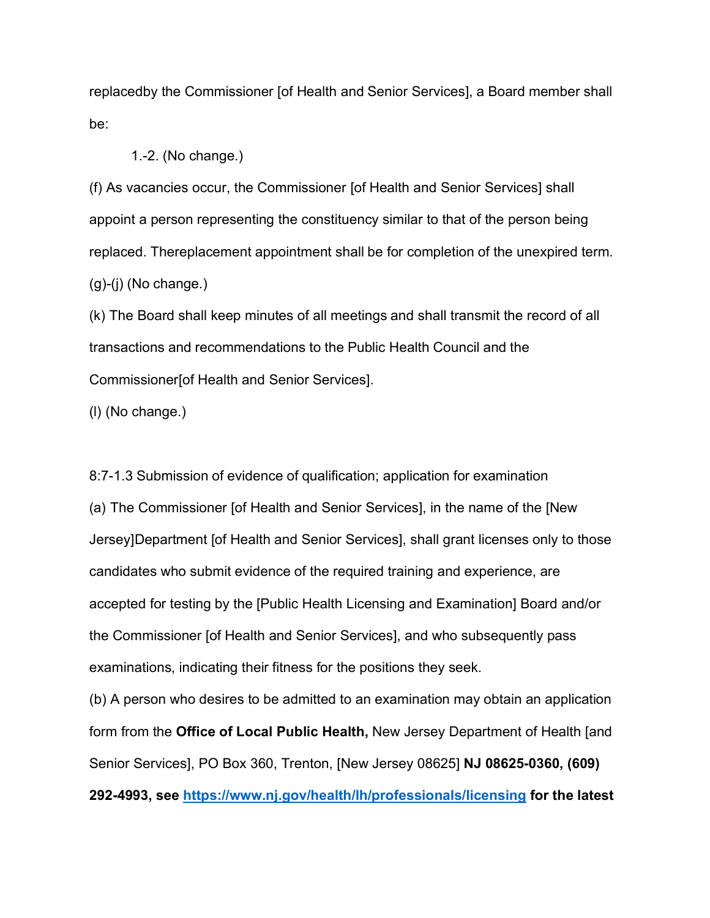replacedby the Commissioner [of Health and Senior Services], a Board member shall be:

1.-2. (No change.)

(f) As vacancies occur, the Commissioner [of Health and Senior Services] shall appoint a person representing the constituency similar to that of the person being replaced. Thereplacement appointment shall be for completion of the unexpired term.

(g)-(j) (No change.)

(k) The Board shall keep minutes of all meetings and shall transmit the record of all transactions and recommendations to the Public Health Council and the Commissioner[of Health and Senior Services].

(l) (No change.)

8:7-1.3 Submission of evidence of qualification; application for examination

(a) The Commissioner [of Health and Senior Services], in the name of the [New Jersey]Department [of Health and Senior Services], shall grant licenses only to those candidates who submit evidence of the required training and experience, are accepted for testing by the [Public Health Licensing and Examination] Board and/or the Commissioner [of Health and Senior Services], and who subsequently pass examinations, indicating their fitness for the positions they seek.

(b) A person who desires to be admitted to an examination may obtain an application form from the **Office of Local Public Health,** New Jersey Department of Health [and Senior Services], PO Box 360, Trenton, [New Jersey 08625] **NJ 08625-0360, (609) 292-4993, see [https://www.nj.gov/health/lh/professionals/licensing](https://www.nj.gov/health/lh/professionals/licensing) for the latest**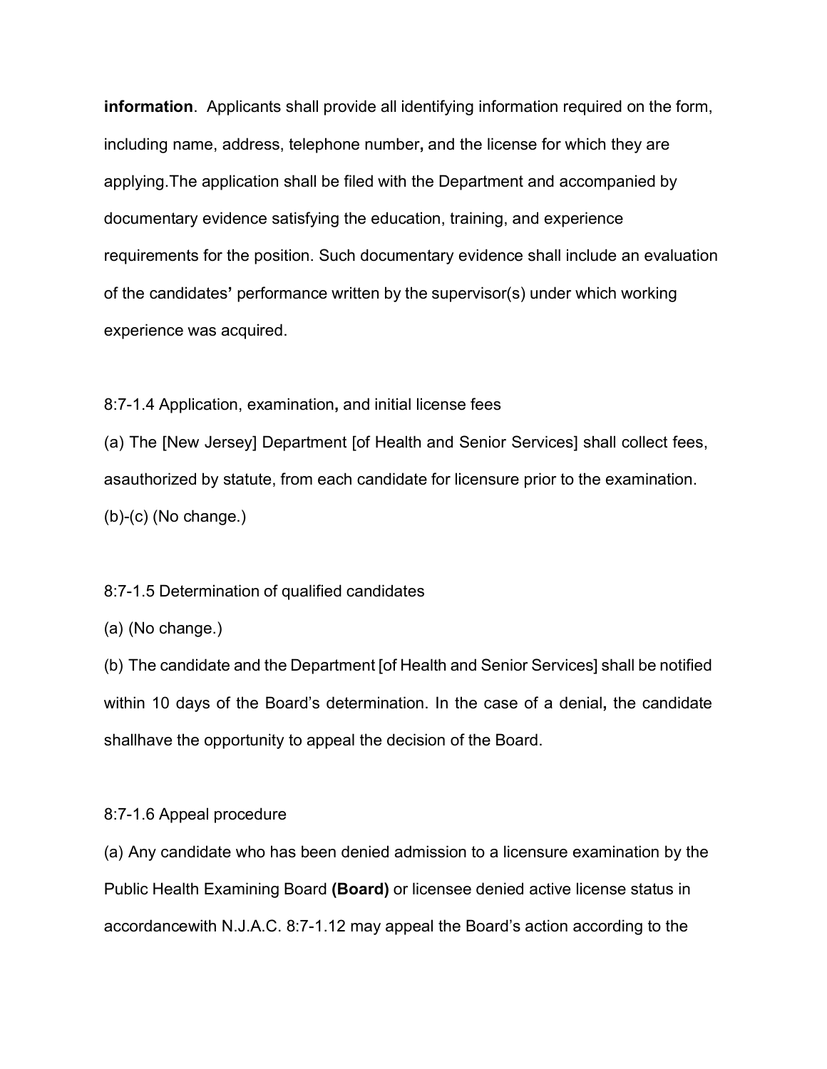**information**. Applicants shall provide all identifying information required on the form, including name, address, telephone number**,** and the license for which they are applying.The application shall be filed with the Department and accompanied by documentary evidence satisfying the education, training, and experience requirements for the position. Such documentary evidence shall include an evaluation of the candidates**'** performance written by the supervisor(s) under which working experience was acquired.

8:7-1.4 Application, examination**,** and initial license fees

(a) The [New Jersey] Department [of Health and Senior Services] shall collect fees, asauthorized by statute, from each candidate for licensure prior to the examination.

(b)-(c) (No change.)

8:7-1.5 Determination of qualified candidates

(a) (No change.)

(b) The candidate and the Department [of Health and Senior Services] shall be notified within 10 days of the Board's determination. In the case of a denial**,** the candidate shallhave the opportunity to appeal the decision of the Board.

8:7-1.6 Appeal procedure

(a) Any candidate who has been denied admission to a licensure examination by the Public Health Examining Board **(Board)** or licensee denied active license status in accordancewith N.J.A.C. 8:7-1.12 may appeal the Board's action according to the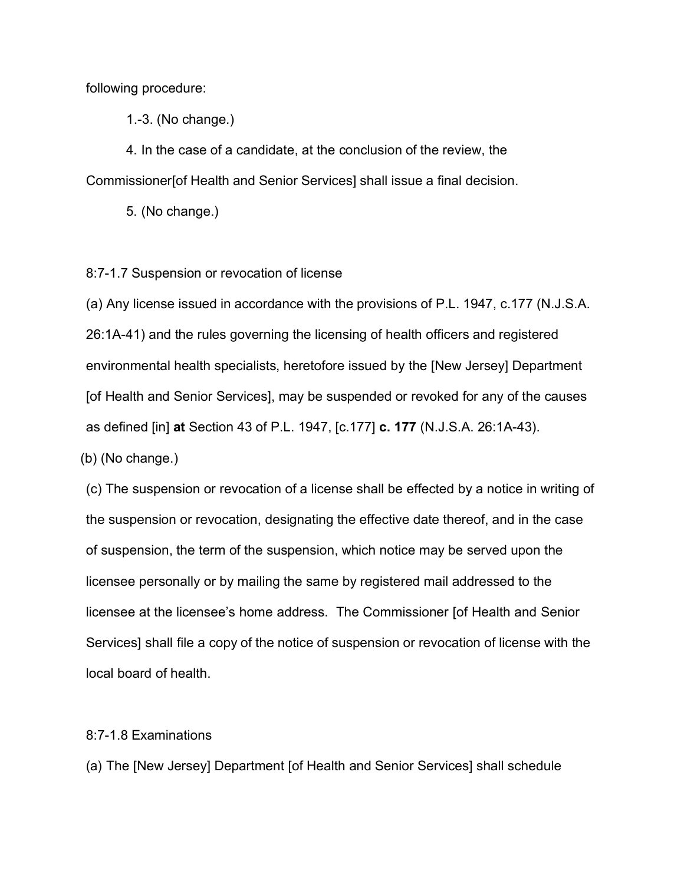following procedure:

1.-3. (No change.)

4. In the case of a candidate, at the conclusion of the review, the Commissioner[of Health and Senior Services] shall issue a final decision.

5. (No change.)

8:7-1.7 Suspension or revocation of license

(a) Any license issued in accordance with the provisions of P.L. 1947, c.177 (N.J.S.A. 26:1A-41) and the rules governing the licensing of health officers and registered environmental health specialists, heretofore issued by the [New Jersey] Department [of Health and Senior Services], may be suspended or revoked for any of the causes as defined [in] **at** Section 43 of P.L. 1947, [c.177] **c. 177** (N.J.S.A. 26:1A-43).

(b) (No change.)

(c) The suspension or revocation of a license shall be effected by a notice in writing of the suspension or revocation, designating the effective date thereof, and in the case of suspension, the term of the suspension, which notice may be served upon the licensee personally or by mailing the same by registered mail addressed to the licensee at the licensee's home address. The Commissioner [of Health and Senior Services] shall file a copy of the notice of suspension or revocation of license with the local board of health.

8:7-1.8 Examinations

(a) The [New Jersey] Department [of Health and Senior Services] shall schedule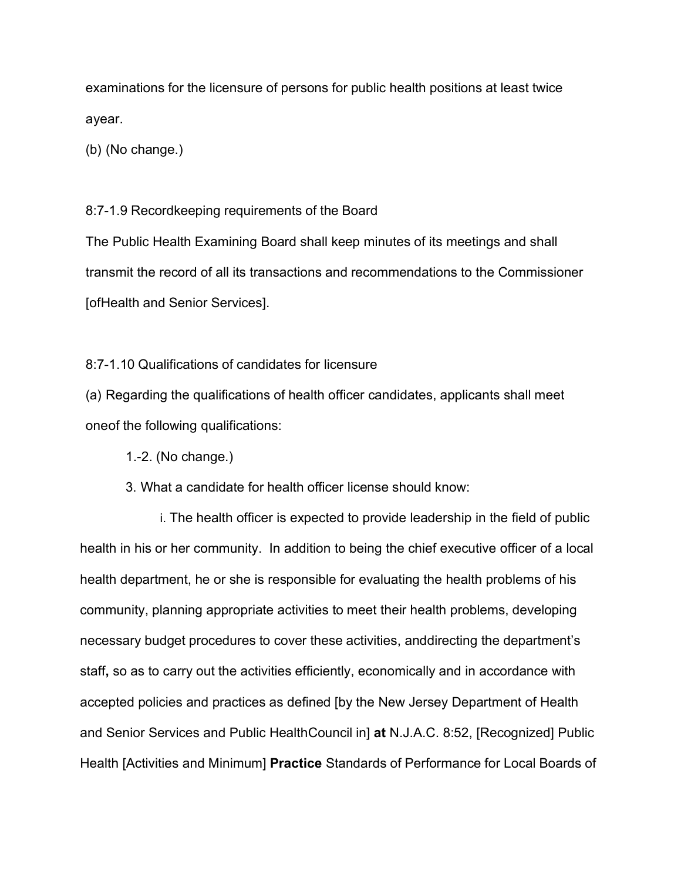examinations for the licensure of persons for public health positions at least twice ayear.

(b) (No change.)

8:7-1.9 Recordkeeping requirements of the Board

The Public Health Examining Board shall keep minutes of its meetings and shall transmit the record of all its transactions and recommendations to the Commissioner [ofHealth and Senior Services].

8:7-1.10 Qualifications of candidates for licensure

(a) Regarding the qualifications of health officer candidates, applicants shall meet oneof the following qualifications:

1.-2. (No change.)

3. What a candidate for health officer license should know:

i. The health officer is expected to provide leadership in the field of public health in his or her community. In addition to being the chief executive officer of a local health department, he or she is responsible for evaluating the health problems of his community, planning appropriate activities to meet their health problems, developing necessary budget procedures to cover these activities, anddirecting the department's staff**,** so as to carry out the activities efficiently, economically and in accordance with accepted policies and practices as defined [by the New Jersey Department of Health and Senior Services and Public HealthCouncil in] **at** N.J.A.C. 8:52, [Recognized] Public Health [Activities and Minimum] **Practice** Standards of Performance for Local Boards of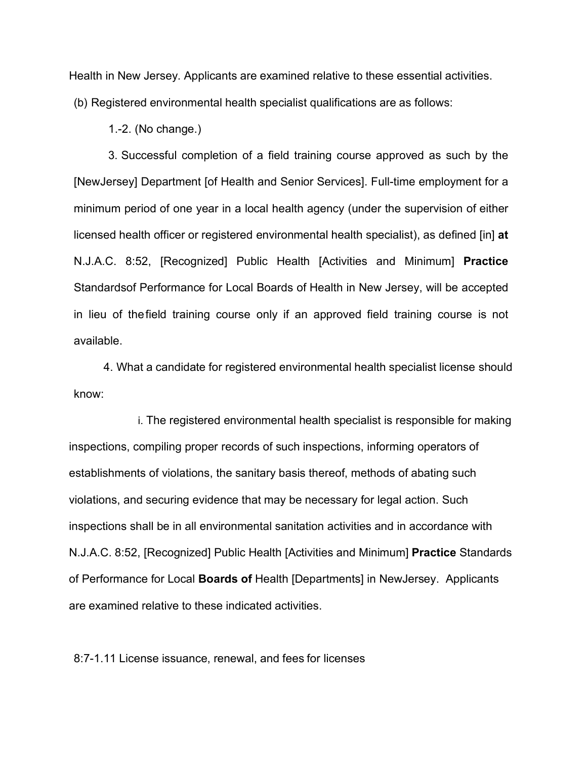Health in New Jersey. Applicants are examined relative to these essential activities.

(b) Registered environmental health specialist qualifications are as follows:

1.-2. (No change.)

3. Successful completion of a field training course approved as such by the [NewJersey] Department [of Health and Senior Services]. Full-time employment for a minimum period of one year in a local health agency (under the supervision of either licensed health officer or registered environmental health specialist), as defined [in] **at** N.J.A.C. 8:52, [Recognized] Public Health [Activities and Minimum] **Practice** Standardsof Performance for Local Boards of Health in New Jersey, will be accepted in lieu of thefield training course only if an approved field training course is not available.

4. What a candidate for registered environmental health specialist license should know:

i. The registered environmental health specialist is responsible for making inspections, compiling proper records of such inspections, informing operators of establishments of violations, the sanitary basis thereof, methods of abating such violations, and securing evidence that may be necessary for legal action. Such inspections shall be in all environmental sanitation activities and in accordance with N.J.A.C. 8:52, [Recognized] Public Health [Activities and Minimum] **Practice** Standards of Performance for Local **Boards of** Health [Departments] in NewJersey. Applicants are examined relative to these indicated activities.

8:7-1.11 License issuance, renewal, and fees for licenses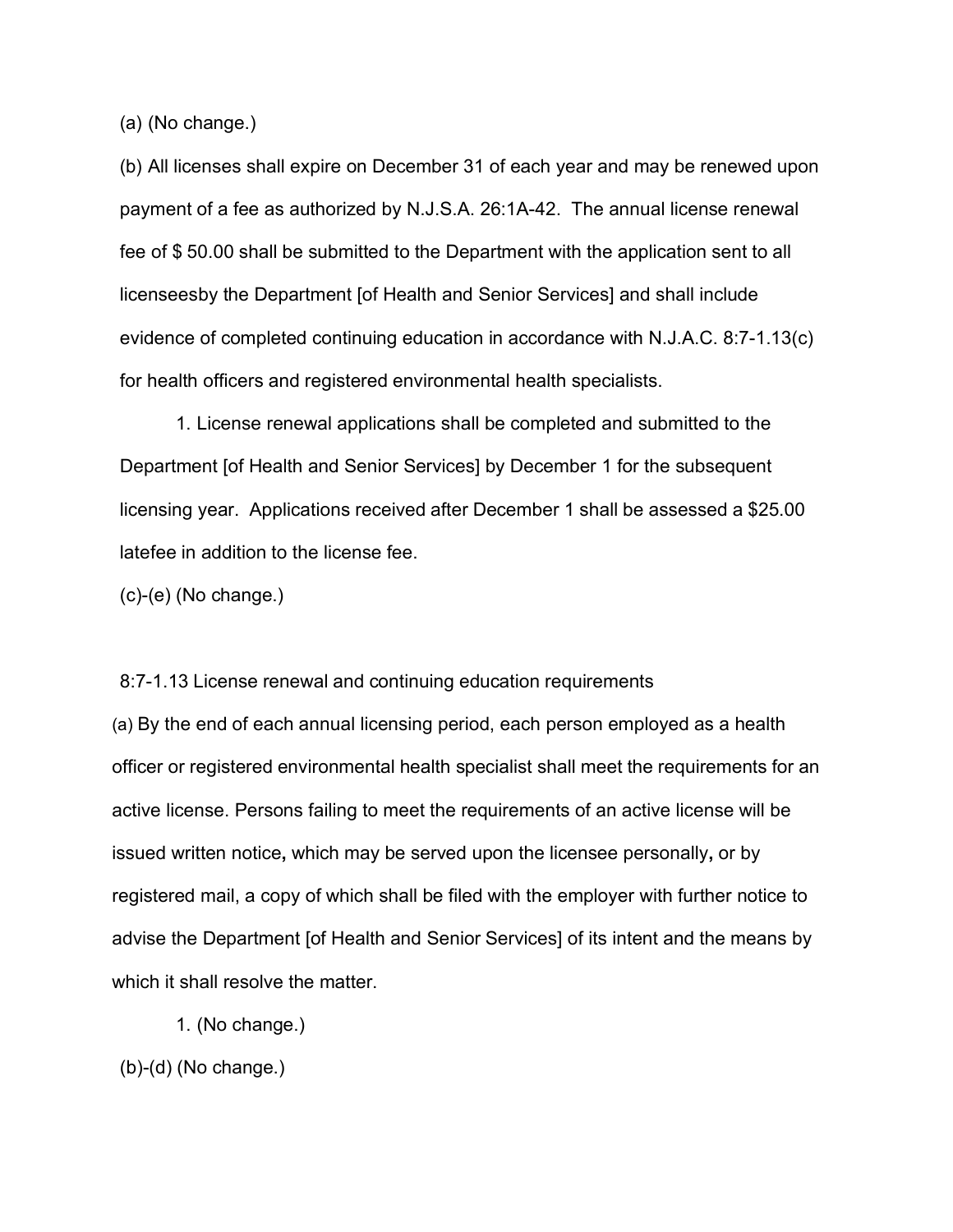(a) (No change.)

(b) All licenses shall expire on December 31 of each year and may be renewed upon payment of a fee as authorized by N.J.S.A. 26:1A-42. The annual license renewal fee of $ 50.00 shall be submitted to the Department with the application sent to all licenseesby the Department [of Health and Senior Services] and shall include evidence of completed continuing education in accordance with N.J.A.C. 8:7-1.13(c) for health officers and registered environmental health specialists.

1. License renewal applications shall be completed and submitted to the Department [of Health and Senior Services] by December 1 for the subsequent licensing year. Applications received after December 1 shall be assessed a $25.00 latefee in addition to the license fee.

(c)-(e) (No change.)

8:7-1.13 License renewal and continuing education requirements

(a) By the end of each annual licensing period, each person employed as a health officer or registered environmental health specialist shall meet the requirements for an active license. Persons failing to meet the requirements of an active license will be issued written notice, which may be served upon the licensee personally, or by registered mail, a copy of which shall be filed with the employer with further notice to advise the Department [of Health and Senior Services] of its intent and the means by which it shall resolve the matter.

1. (No change.)

(b)-(d) (No change.)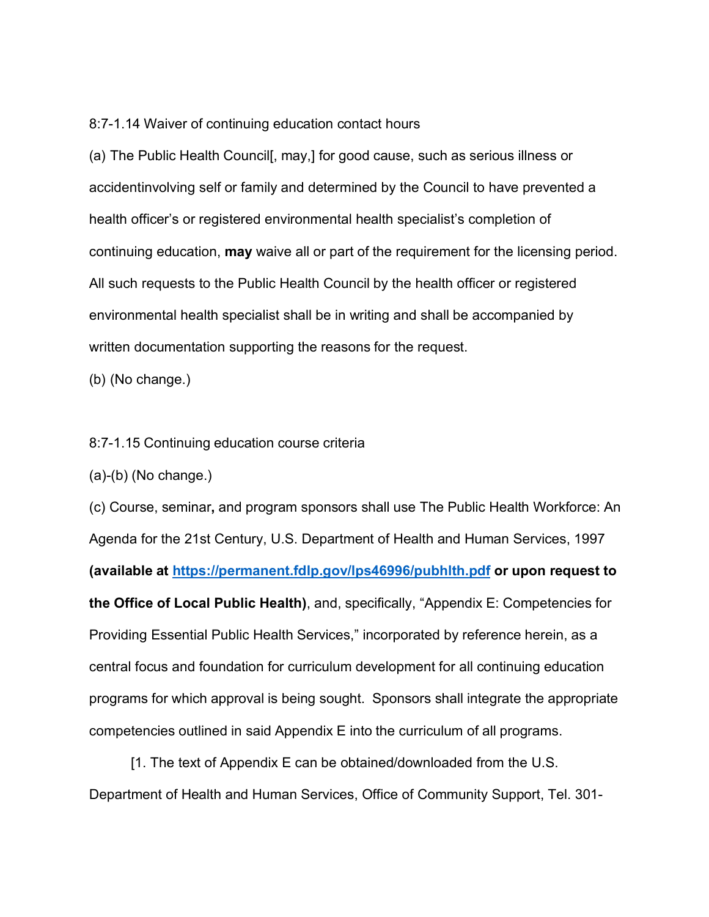8:7-1.14 Waiver of continuing education contact hours

(a) The Public Health Council[, may,] for good cause, such as serious illness or accidentinvolving self or family and determined by the Council to have prevented a health officer's or registered environmental health specialist's completion of continuing education, **may** waive all or part of the requirement for the licensing period. All such requests to the Public Health Council by the health officer or registered environmental health specialist shall be in writing and shall be accompanied by written documentation supporting the reasons for the request.

(b) (No change.)

8:7-1.15 Continuing education course criteria

(a)-(b) (No change.)

(c) Course, seminar**,** and program sponsors shall use The Public Health Workforce: An Agenda for the 21st Century, U.S. Department of Health and Human Services, 1997 **(available at [https://permanent.fdlp.gov/lps46996/pubhlth.pdf](https://permanent.fdlp.gov/lps46996/pubhlth.pdf) or upon request to the Office of Local Public Health)**, and, specifically, "Appendix E: Competencies for Providing Essential Public Health Services," incorporated by reference herein, as a central focus and foundation for curriculum development for all continuing education programs for which approval is being sought. Sponsors shall integrate the appropriate competencies outlined in said Appendix E into the curriculum of all programs.

[1. The text of Appendix E can be obtained/downloaded from the U.S. Department of Health and Human Services, Office of Community Support, Tel. 301-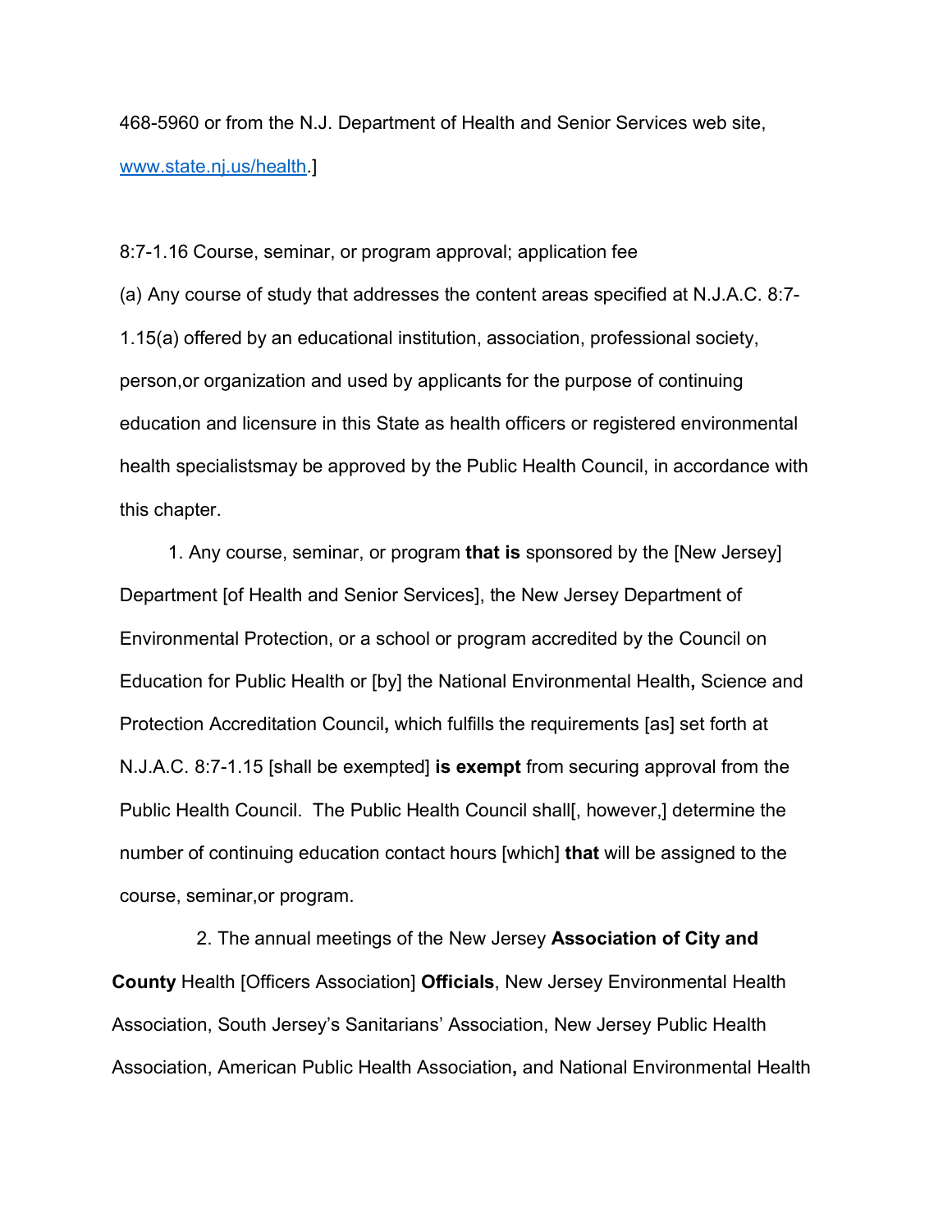468-5960 or from the N.J. Department of Health and Senior Services web site, www.state.nj.us/health.]

8:7-1.16 Course, seminar, or program approval; application fee

(a) Any course of study that addresses the content areas specified at N.J.A.C. 8:7-1.15(a) offered by an educational institution, association, professional society, person,or organization and used by applicants for the purpose of continuing education and licensure in this State as health officers or registered environmental health specialistsmay be approved by the Public Health Council, in accordance with this chapter.

1. Any course, seminar, or program **that is** sponsored by the [New Jersey] Department [of Health and Senior Services], the New Jersey Department of Environmental Protection, or a school or program accredited by the Council on Education for Public Health or [by] the National Environmental Health**,** Science and Protection Accreditation Council**,** which fulfills the requirements [as] set forth at N.J.A.C. 8:7-1.15 [shall be exempted] **is exempt** from securing approval from the Public Health Council. The Public Health Council shall[, however,] determine the number of continuing education contact hours [which] **that** will be assigned to the course, seminar,or program.

2. The annual meetings of the New Jersey **Association of City and County** Health [Officers Association] **Officials**, New Jersey Environmental Health Association, South Jersey's Sanitarians' Association, New Jersey Public Health Association, American Public Health Association**,** and National Environmental Health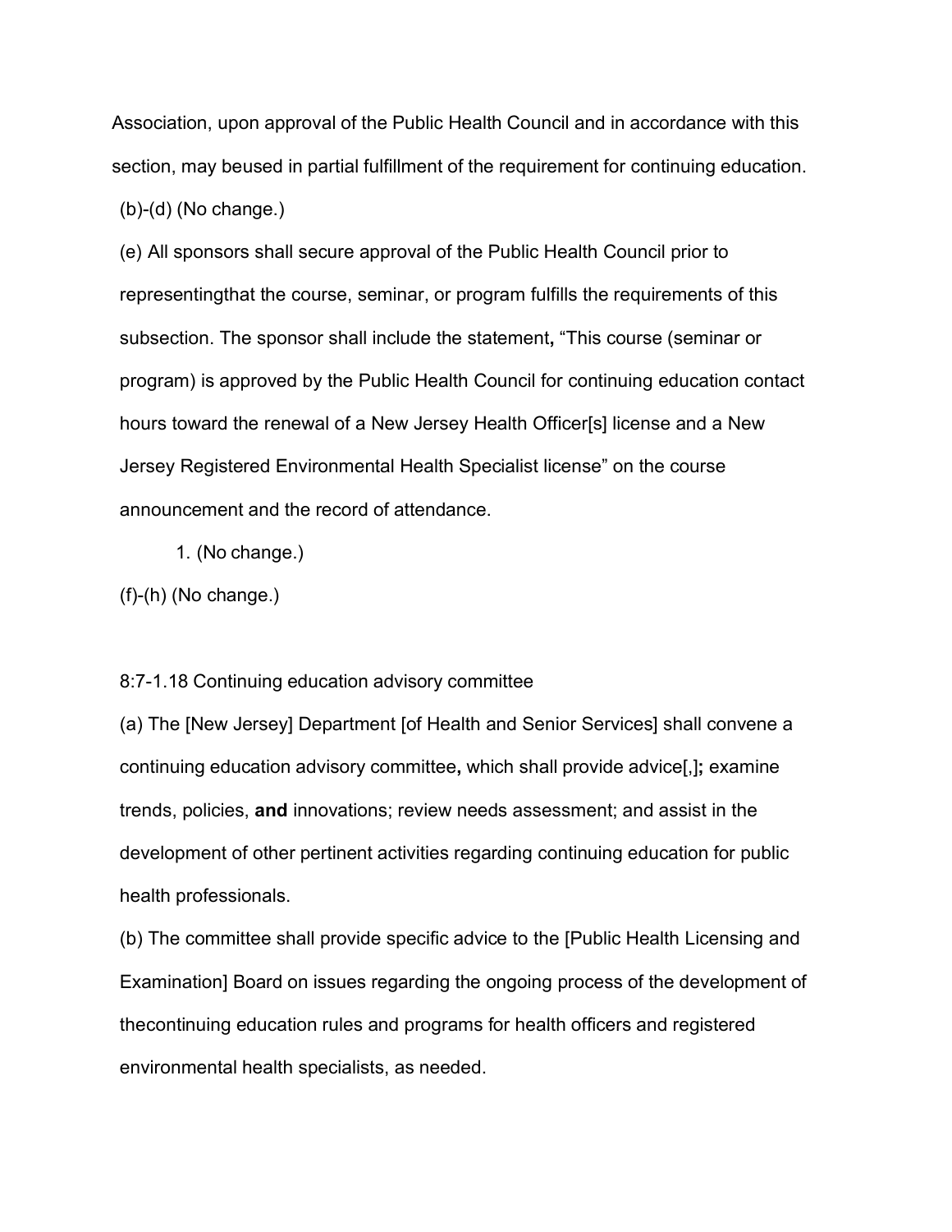Association, upon approval of the Public Health Council and in accordance with this section, may beused in partial fulfillment of the requirement for continuing education.

(b)-(d) (No change.)

(e) All sponsors shall secure approval of the Public Health Council prior to representingthat the course, seminar, or program fulfills the requirements of this subsection. The sponsor shall include the statement**,** "This course (seminar or program) is approved by the Public Health Council for continuing education contact hours toward the renewal of a New Jersey Health Officer[s] license and a New Jersey Registered Environmental Health Specialist license" on the course announcement and the record of attendance.

1. (No change.)

(f)-(h) (No change.)

8:7-1.18 Continuing education advisory committee

(a) The [New Jersey] Department [of Health and Senior Services] shall convene a continuing education advisory committee**,** which shall provide advice[,]**;** examine trends, policies, **and** innovations; review needs assessment; and assist in the development of other pertinent activities regarding continuing education for public health professionals.

(b) The committee shall provide specific advice to the [Public Health Licensing and Examination] Board on issues regarding the ongoing process of the development of thecontinuing education rules and programs for health officers and registered environmental health specialists, as needed.